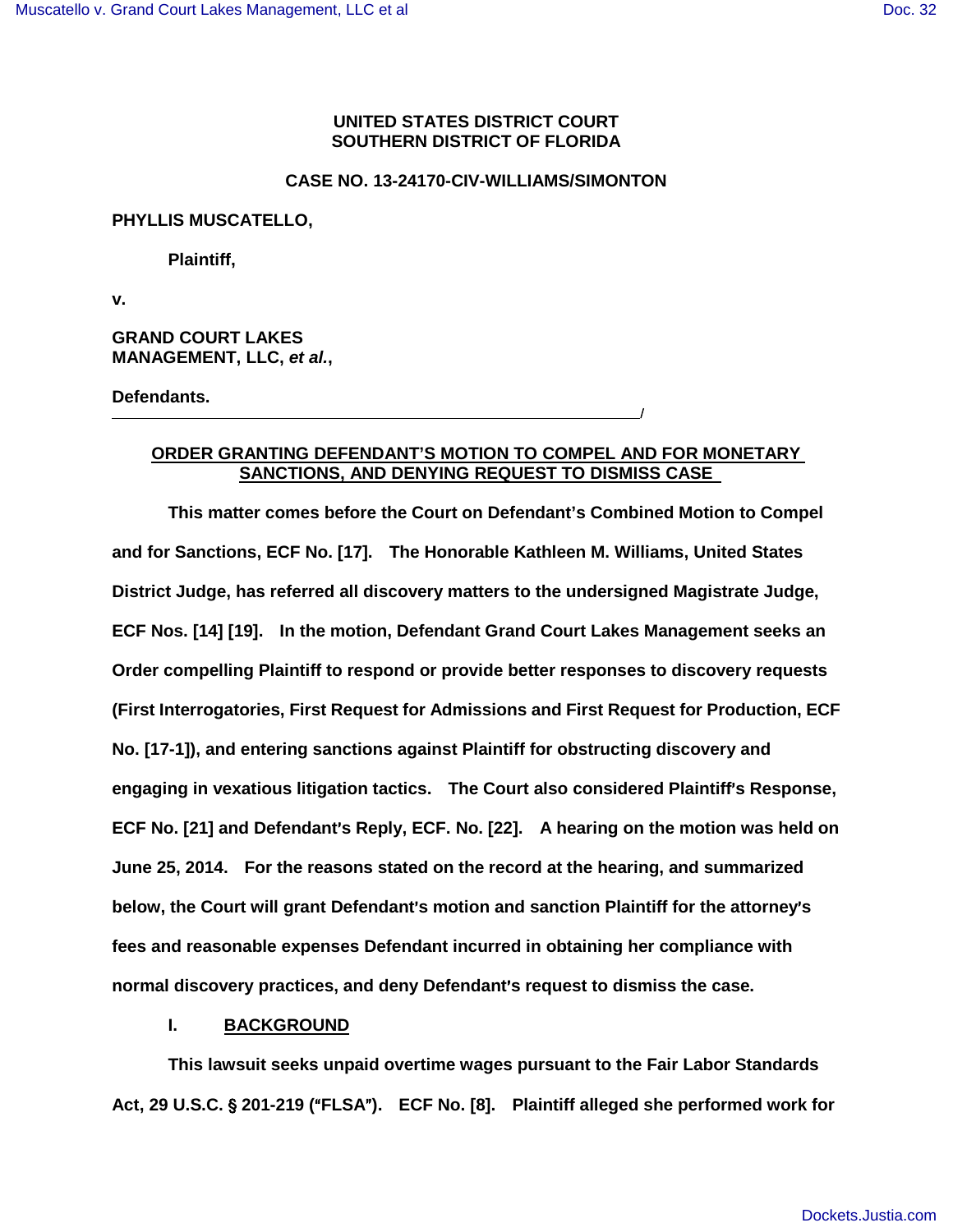**UNITED STATES DISTRICT COURT**
**SOUTHERN DISTRICT OF FLORIDA**

**CASE NO. 13-24170-CIV-WILLIAMS/SIMONTON**

**PHYLLIS MUSCATELLO,**

**Plaintiff,**

**v.**

**GRAND COURT LAKES MANAGEMENT, LLC, *et al*.,**

**Defendants.**
\_\_\_\_\_\_\_\_\_\_\_\_\_\_\_\_\_\_\_\_\_\_\_\_\_\_\_\_\_\_\_\_\_\_\_\_\_\_\_\_\_\_\_\_\_\_\_\_\_\_\_\_\_\_\_\_/

**ORDER GRANTING DEFENDANT'S MOTION TO COMPEL AND FOR MONETARY SANCTIONS, AND DENYING REQUEST TO DISMISS CASE**

This matter comes before the Court on Defendant's Combined Motion to Compel and for Sanctions, ECF No. [17]. The Honorable Kathleen M. Williams, United States District Judge, has referred all discovery matters to the undersigned Magistrate Judge, ECF Nos. [14] [19]. In the motion, Defendant Grand Court Lakes Management seeks an Order compelling Plaintiff to respond or provide better responses to discovery requests (First Interrogatories, First Request for Admissions and First Request for Production, ECF No. [17-1]), and entering sanctions against Plaintiff for obstructing discovery and engaging in vexatious litigation tactics. The Court also considered Plaintiff's Response, ECF No. [21] and Defendant's Reply, ECF. No. [22]. A hearing on the motion was held on June 25, 2014. For the reasons stated on the record at the hearing, and summarized below, the Court will grant Defendant's motion and sanction Plaintiff for the attorney's fees and reasonable expenses Defendant incurred in obtaining her compliance with normal discovery practices, and deny Defendant's request to dismiss the case.

## I. BACKGROUND

This lawsuit seeks unpaid overtime wages pursuant to the Fair Labor Standards Act, 29 U.S.C. § 201-219 ("FLSA"). ECF No. [8]. Plaintiff alleged she performed work for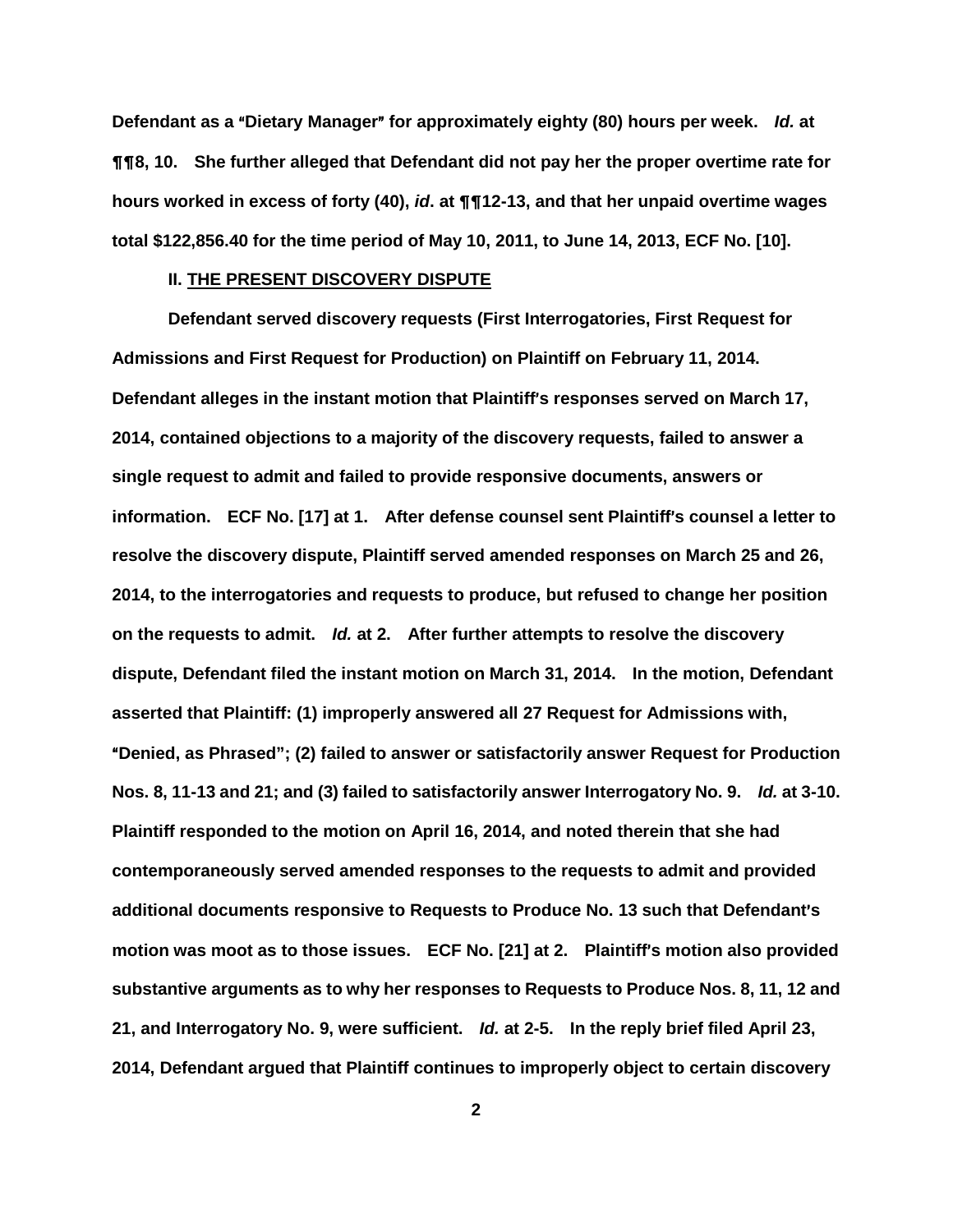Defendant as a "Dietary Manager" for approximately eighty (80) hours per week. *Id.* at ¶¶8, 10. She further alleged that Defendant did not pay her the proper overtime rate for hours worked in excess of forty (40), *id*. at ¶¶12-13, and that her unpaid overtime wages total $122,856.40 for the time period of May 10, 2011, to June 14, 2013, ECF No. [10].

## II. THE PRESENT DISCOVERY DISPUTE

Defendant served discovery requests (First Interrogatories, First Request for Admissions and First Request for Production) on Plaintiff on February 11, 2014. Defendant alleges in the instant motion that Plaintiff's responses served on March 17, 2014, contained objections to a majority of the discovery requests, failed to answer a single request to admit and failed to provide responsive documents, answers or information. ECF No. [17] at 1. After defense counsel sent Plaintiff's counsel a letter to resolve the discovery dispute, Plaintiff served amended responses on March 25 and 26, 2014, to the interrogatories and requests to produce, but refused to change her position on the requests to admit. *Id.* at 2. After further attempts to resolve the discovery dispute, Defendant filed the instant motion on March 31, 2014. In the motion, Defendant asserted that Plaintiff: (1) improperly answered all 27 Request for Admissions with, "Denied, as Phrased"; (2) failed to answer or satisfactorily answer Request for Production Nos. 8, 11-13 and 21; and (3) failed to satisfactorily answer Interrogatory No. 9. *Id.* at 3-10. Plaintiff responded to the motion on April 16, 2014, and noted therein that she had contemporaneously served amended responses to the requests to admit and provided additional documents responsive to Requests to Produce No. 13 such that Defendant's motion was moot as to those issues. ECF No. [21] at 2. Plaintiff's motion also provided substantive arguments as to why her responses to Requests to Produce Nos. 8, 11, 12 and 21, and Interrogatory No. 9, were sufficient. *Id.* at 2-5. In the reply brief filed April 23, 2014, Defendant argued that Plaintiff continues to improperly object to certain discovery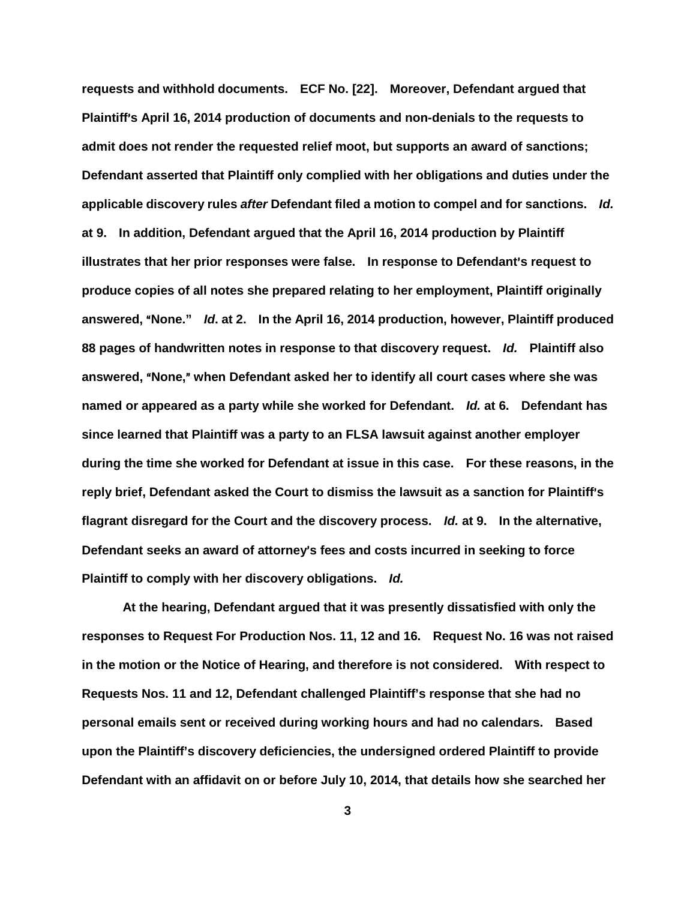requests and withhold documents. ECF No. [22]. Moreover, Defendant argued that Plaintiff's April 16, 2014 production of documents and non-denials to the requests to admit does not render the requested relief moot, but supports an award of sanctions; Defendant asserted that Plaintiff only complied with her obligations and duties under the applicable discovery rules *after* Defendant filed a motion to compel and for sanctions. *Id.* at 9. In addition, Defendant argued that the April 16, 2014 production by Plaintiff illustrates that her prior responses were false. In response to Defendant's request to produce copies of all notes she prepared relating to her employment, Plaintiff originally answered, "None." *Id*. at 2. In the April 16, 2014 production, however, Plaintiff produced 88 pages of handwritten notes in response to that discovery request. *Id.* Plaintiff also answered, "None," when Defendant asked her to identify all court cases where she was named or appeared as a party while she worked for Defendant. *Id.* at 6. Defendant has since learned that Plaintiff was a party to an FLSA lawsuit against another employer during the time she worked for Defendant at issue in this case. For these reasons, in the reply brief, Defendant asked the Court to dismiss the lawsuit as a sanction for Plaintiff's flagrant disregard for the Court and the discovery process. *Id.* at 9. In the alternative, Defendant seeks an award of attorney's fees and costs incurred in seeking to force Plaintiff to comply with her discovery obligations. *Id.*

At the hearing, Defendant argued that it was presently dissatisfied with only the responses to Request For Production Nos. 11, 12 and 16. Request No. 16 was not raised in the motion or the Notice of Hearing, and therefore is not considered. With respect to Requests Nos. 11 and 12, Defendant challenged Plaintiff's response that she had no personal emails sent or received during working hours and had no calendars. Based upon the Plaintiff's discovery deficiencies, the undersigned ordered Plaintiff to provide Defendant with an affidavit on or before July 10, 2014, that details how she searched her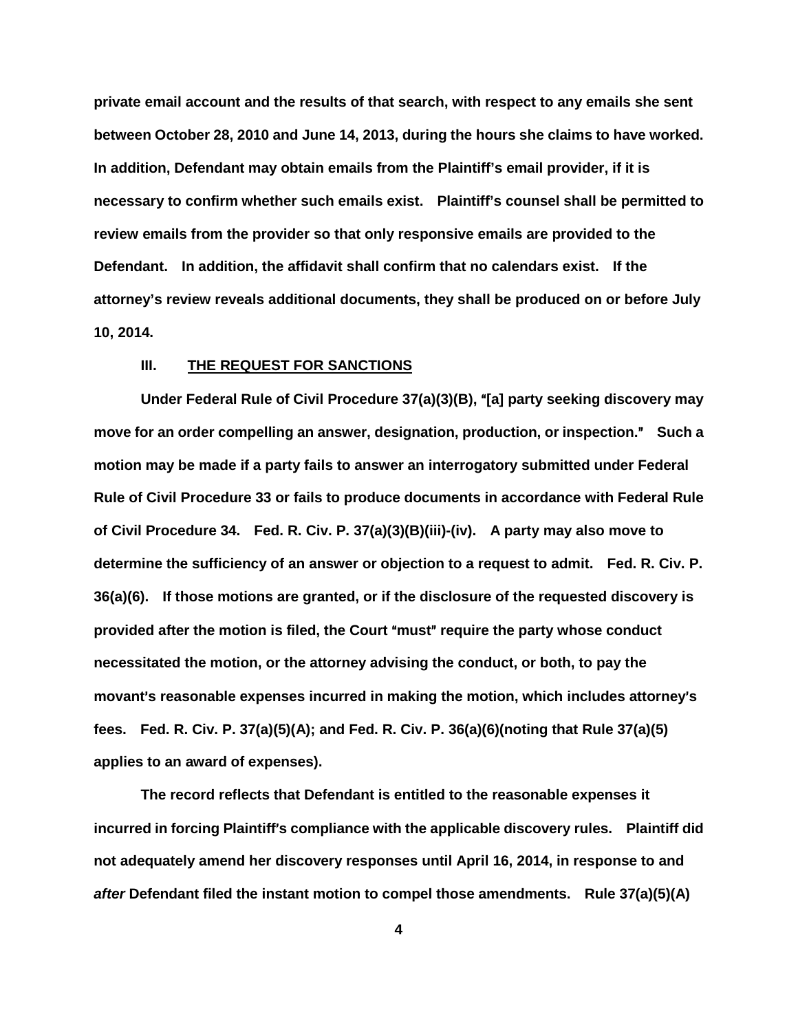private email account and the results of that search, with respect to any emails she sent between October 28, 2010 and June 14, 2013, during the hours she claims to have worked. In addition, Defendant may obtain emails from the Plaintiff's email provider, if it is necessary to confirm whether such emails exist. Plaintiff's counsel shall be permitted to review emails from the provider so that only responsive emails are provided to the Defendant. In addition, the affidavit shall confirm that no calendars exist. If the attorney's review reveals additional documents, they shall be produced on or before July 10, 2014.

## III. THE REQUEST FOR SANCTIONS

Under Federal Rule of Civil Procedure 37(a)(3)(B), "[a] party seeking discovery may move for an order compelling an answer, designation, production, or inspection." Such a motion may be made if a party fails to answer an interrogatory submitted under Federal Rule of Civil Procedure 33 or fails to produce documents in accordance with Federal Rule of Civil Procedure 34. Fed. R. Civ. P. 37(a)(3)(B)(iii)-(iv). A party may also move to determine the sufficiency of an answer or objection to a request to admit. Fed. R. Civ. P. 36(a)(6). If those motions are granted, or if the disclosure of the requested discovery is provided after the motion is filed, the Court "must" require the party whose conduct necessitated the motion, or the attorney advising the conduct, or both, to pay the movant's reasonable expenses incurred in making the motion, which includes attorney's fees. Fed. R. Civ. P. 37(a)(5)(A); and Fed. R. Civ. P. 36(a)(6)(noting that Rule 37(a)(5) applies to an award of expenses).

The record reflects that Defendant is entitled to the reasonable expenses it incurred in forcing Plaintiff's compliance with the applicable discovery rules. Plaintiff did not adequately amend her discovery responses until April 16, 2014, in response to and *after* Defendant filed the instant motion to compel those amendments. Rule 37(a)(5)(A)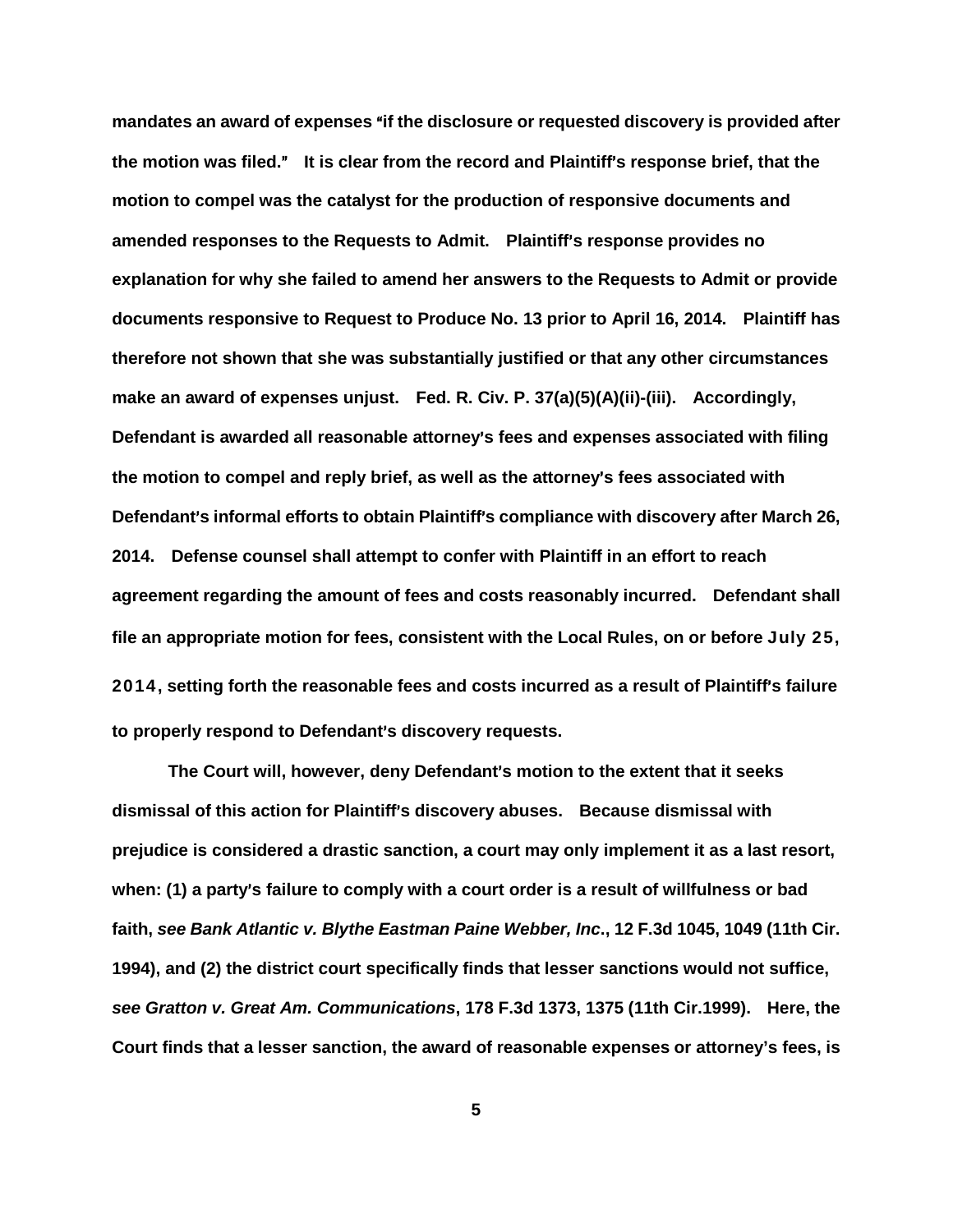**mandates an award of expenses "if the disclosure or requested discovery is provided after the motion was filed." It is clear from the record and Plaintiff's response brief, that the motion to compel was the catalyst for the production of responsive documents and amended responses to the Requests to Admit. Plaintiff's response provides no explanation for why she failed to amend her answers to the Requests to Admit or provide documents responsive to Request to Produce No. 13 prior to April 16, 2014. Plaintiff has therefore not shown that she was substantially justified or that any other circumstances make an award of expenses unjust. Fed. R. Civ. P. 37(a)(5)(A)(ii)-(iii). Accordingly, Defendant is awarded all reasonable attorney's fees and expenses associated with filing the motion to compel and reply brief, as well as the attorney's fees associated with Defendant's informal efforts to obtain Plaintiff's compliance with discovery after March 26, 2014. Defense counsel shall attempt to confer with Plaintiff in an effort to reach agreement regarding the amount of fees and costs reasonably incurred. Defendant shall file an appropriate motion for fees, consistent with the Local Rules, on or before July 25, 2014, setting forth the reasonable fees and costs incurred as a result of Plaintiff's failure to properly respond to Defendant's discovery requests.**

**The Court will, however, deny Defendant's motion to the extent that it seeks dismissal of this action for Plaintiff's discovery abuses. Because dismissal with prejudice is considered a drastic sanction, a court may only implement it as a last resort, when: (1) a party's failure to comply with a court order is a result of willfulness or bad faith, *see Bank Atlantic v. Blythe Eastman Paine Webber, Inc*., 12 F.3d 1045, 1049 (11th Cir. 1994), and (2) the district court specifically finds that lesser sanctions would not suffice, *see Gratton v. Great Am. Communications*, 178 F.3d 1373, 1375 (11th Cir.1999). Here, the Court finds that a lesser sanction, the award of reasonable expenses or attorney's fees, is**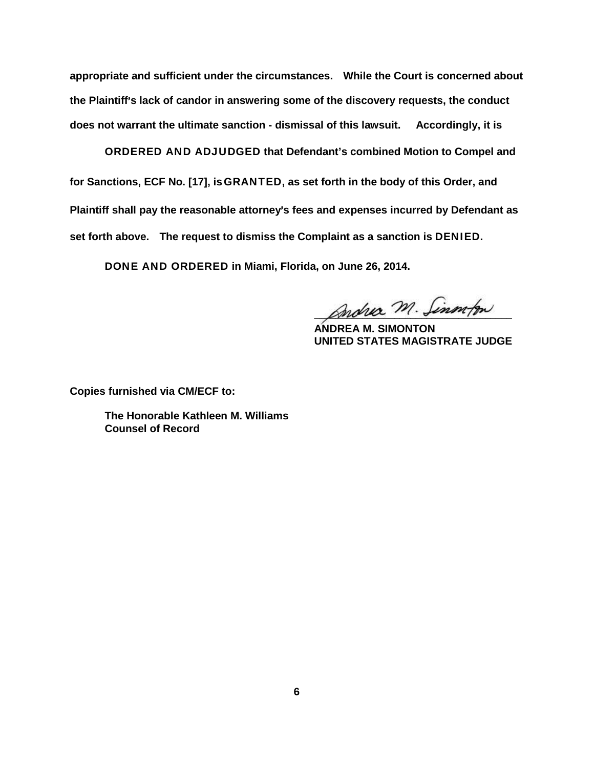**appropriate and sufficient under the circumstances. While the Court is concerned about the Plaintiff's lack of candor in answering some of the discovery requests, the conduct does not warrant the ultimate sanction - dismissal of this lawsuit. Accordingly, it is**

**ORDERED AND ADJUDGED that Defendant's combined Motion to Compel and for Sanctions, ECF No. [17], is GRANTED, as set forth in the body of this Order, and Plaintiff shall pay the reasonable attorney's fees and expenses incurred by Defendant as set forth above. The request to dismiss the Complaint as a sanction is DENIED.**

**DONE AND ORDERED in Miami, Florida, on June 26, 2014.**

Andrea M. Simonton

**ANDREA M. SIMONTON**
**UNITED STATES MAGISTRATE JUDGE**

**Copies furnished via CM/ECF to:**

**The Honorable Kathleen M. Williams**
**Counsel of Record**